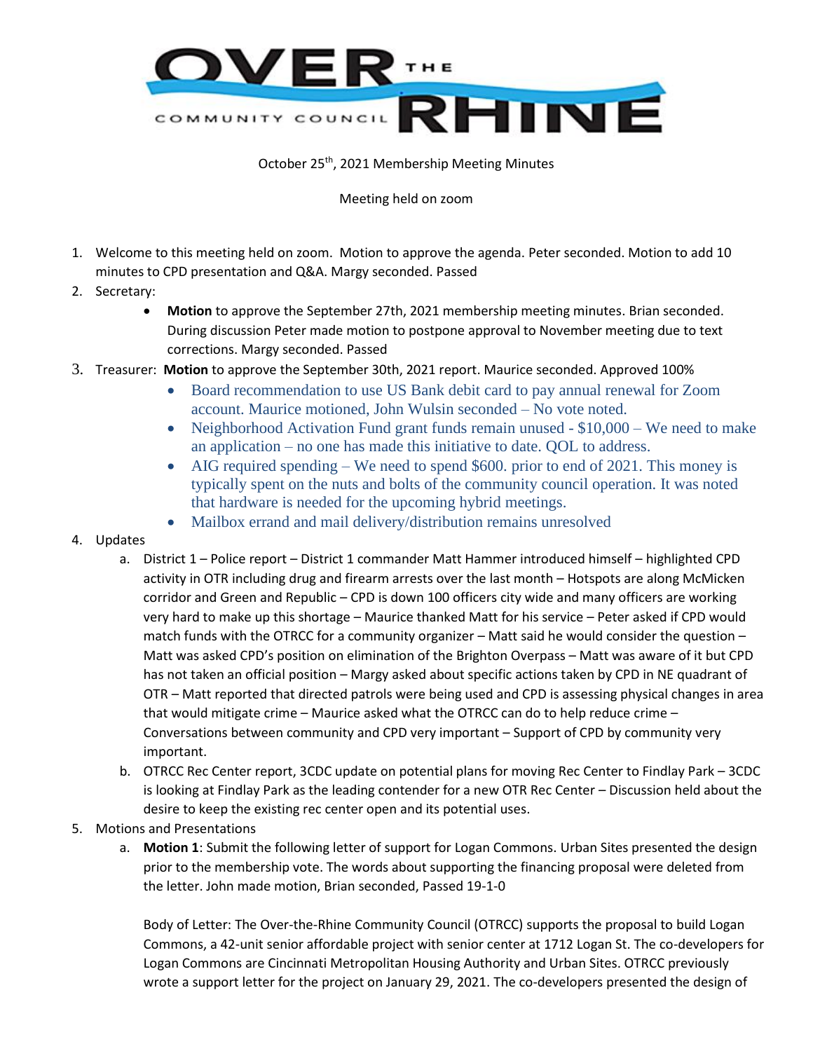# OVER THE RHINE COMMUNITY COUNCIL

October 25th, 2021 Membership Meeting Minutes

Meeting held on zoom

1. Welcome to this meeting held on zoom. Motion to approve the agenda. Peter seconded. Motion to add 10 minutes to CPD presentation and Q&A. Margy seconded. Passed
2. Secretary:
    - **Motion** to approve the September 27th, 2021 membership meeting minutes. Brian seconded. During discussion Peter made motion to postpone approval to November meeting due to text corrections. Margy seconded. Passed
3. Treasurer: **Motion** to approve the September 30th, 2021 report. Maurice seconded. Approved 100%
    - Board recommendation to use US Bank debit card to pay annual renewal for Zoom account. Maurice motioned, John Wulsin seconded – No vote noted.
    - Neighborhood Activation Fund grant funds remain unused - $10,000 – We need to make an application – no one has made this initiative to date. QOL to address.
    - AIG required spending – We need to spend $600. prior to end of 2021. This money is typically spent on the nuts and bolts of the community council operation. It was noted that hardware is needed for the upcoming hybrid meetings.
    - Mailbox errand and mail delivery/distribution remains unresolved
4. Updates
    a. District 1 – Police report – District 1 commander Matt Hammer introduced himself – highlighted CPD activity in OTR including drug and firearm arrests over the last month – Hotspots are along McMicken corridor and Green and Republic – CPD is down 100 officers city wide and many officers are working very hard to make up this shortage – Maurice thanked Matt for his service – Peter asked if CPD would match funds with the OTRCC for a community organizer – Matt said he would consider the question – Matt was asked CPD's position on elimination of the Brighton Overpass – Matt was aware of it but CPD has not taken an official position – Margy asked about specific actions taken by CPD in NE quadrant of OTR – Matt reported that directed patrols were being used and CPD is assessing physical changes in area that would mitigate crime – Maurice asked what the OTRCC can do to help reduce crime – Conversations between community and CPD very important – Support of CPD by community very important.
    b. OTRCC Rec Center report, 3CDC update on potential plans for moving Rec Center to Findlay Park – 3CDC is looking at Findlay Park as the leading contender for a new OTR Rec Center – Discussion held about the desire to keep the existing rec center open and its potential uses.
5. Motions and Presentations
    a. **Motion 1**: Submit the following letter of support for Logan Commons. Urban Sites presented the design prior to the membership vote. The words about supporting the financing proposal were deleted from the letter. John made motion, Brian seconded, Passed 19-1-0

       Body of Letter: The Over-the-Rhine Community Council (OTRCC) supports the proposal to build Logan Commons, a 42-unit senior affordable project with senior center at 1712 Logan St. The co-developers for Logan Commons are Cincinnati Metropolitan Housing Authority and Urban Sites. OTRCC previously wrote a support letter for the project on January 29, 2021. The co-developers presented the design of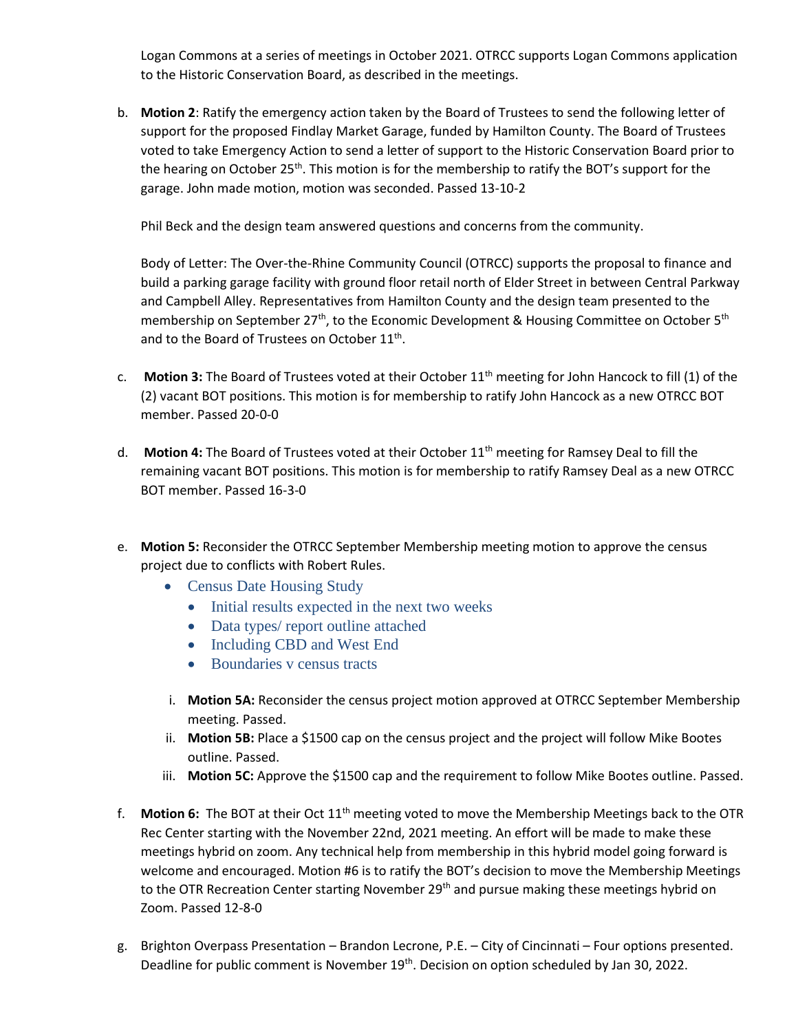Logan Commons at a series of meetings in October 2021. OTRCC supports Logan Commons application to the Historic Conservation Board, as described in the meetings.

b. **Motion 2**: Ratify the emergency action taken by the Board of Trustees to send the following letter of support for the proposed Findlay Market Garage, funded by Hamilton County. The Board of Trustees voted to take Emergency Action to send a letter of support to the Historic Conservation Board prior to the hearing on October 25th. This motion is for the membership to ratify the BOT's support for the garage. John made motion, motion was seconded. Passed 13-10-2

   Phil Beck and the design team answered questions and concerns from the community.

   Body of Letter: The Over-the-Rhine Community Council (OTRCC) supports the proposal to finance and build a parking garage facility with ground floor retail north of Elder Street in between Central Parkway and Campbell Alley. Representatives from Hamilton County and the design team presented to the membership on September 27th, to the Economic Development & Housing Committee on October 5th and to the Board of Trustees on October 11th.

c. **Motion 3:** The Board of Trustees voted at their October 11th meeting for John Hancock to fill (1) of the (2) vacant BOT positions. This motion is for membership to ratify John Hancock as a new OTRCC BOT member. Passed 20-0-0

d. **Motion 4:** The Board of Trustees voted at their October 11th meeting for Ramsey Deal to fill the remaining vacant BOT positions. This motion is for membership to ratify Ramsey Deal as a new OTRCC BOT member. Passed 16-3-0

e. **Motion 5:** Reconsider the OTRCC September Membership meeting motion to approve the census project due to conflicts with Robert Rules.
   - Census Date Housing Study
     - Initial results expected in the next two weeks
     - Data types/ report outline attached
     - Including CBD and West End
     - Boundaries v census tracts

   i. **Motion 5A:** Reconsider the census project motion approved at OTRCC September Membership meeting. Passed.
   ii. **Motion 5B:** Place a $1500 cap on the census project and the project will follow Mike Bootes outline. Passed.
   iii. **Motion 5C:** Approve the $1500 cap and the requirement to follow Mike Bootes outline. Passed.

f. **Motion 6:** The BOT at their Oct 11th meeting voted to move the Membership Meetings back to the OTR Rec Center starting with the November 22nd, 2021 meeting. An effort will be made to make these meetings hybrid on zoom. Any technical help from membership in this hybrid model going forward is welcome and encouraged. Motion #6 is to ratify the BOT's decision to move the Membership Meetings to the OTR Recreation Center starting November 29th and pursue making these meetings hybrid on Zoom. Passed 12-8-0

g. Brighton Overpass Presentation – Brandon Lecrone, P.E. – City of Cincinnati – Four options presented. Deadline for public comment is November 19th. Decision on option scheduled by Jan 30, 2022.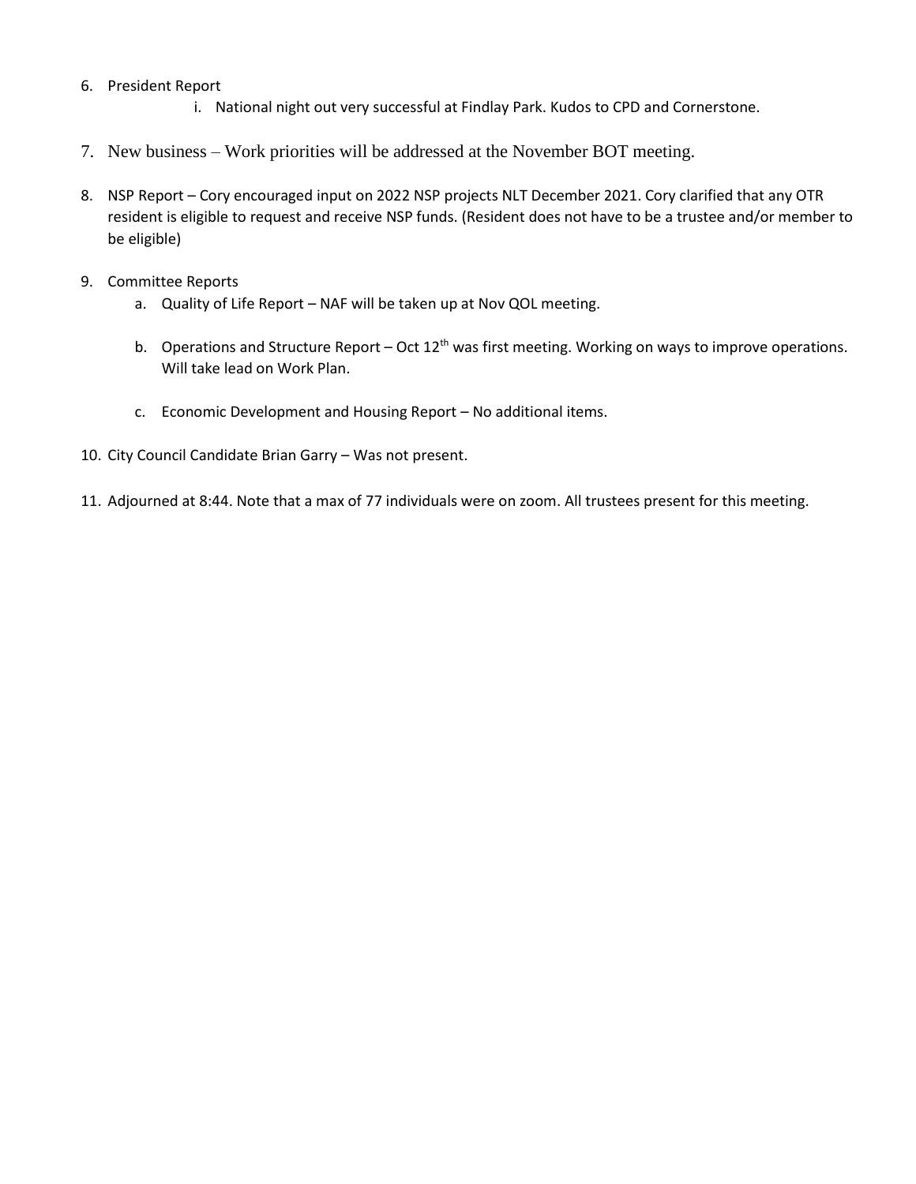6. President Report
   i. National night out very successful at Findlay Park. Kudos to CPD and Cornerstone.

7. New business – Work priorities will be addressed at the November BOT meeting.

8. NSP Report – Cory encouraged input on 2022 NSP projects NLT December 2021. Cory clarified that any OTR resident is eligible to request and receive NSP funds. (Resident does not have to be a trustee and/or member to be eligible)

9. Committee Reports
   a. Quality of Life Report – NAF will be taken up at Nov QOL meeting.

   b. Operations and Structure Report – Oct 12th was first meeting. Working on ways to improve operations. Will take lead on Work Plan.

   c. Economic Development and Housing Report – No additional items.

10. City Council Candidate Brian Garry – Was not present.

11. Adjourned at 8:44. Note that a max of 77 individuals were on zoom. All trustees present for this meeting.